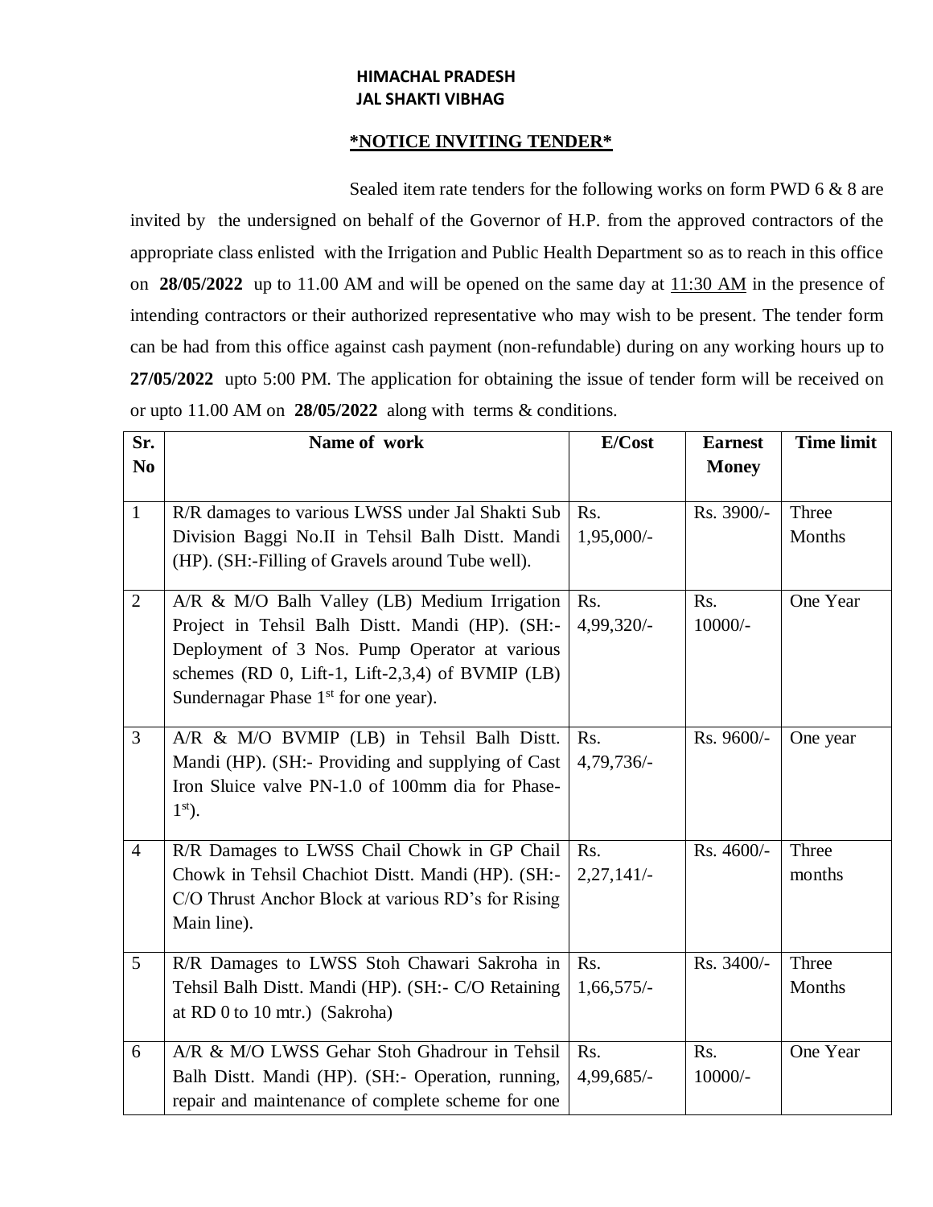**HIMACHAL PRADESH**
**JAL SHAKTI VIBHAG**

## *NOTICE INVITING TENDER*

Sealed item rate tenders for the following works on form PWD 6 & 8 are invited by the undersigned on behalf of the Governor of H.P. from the approved contractors of the appropriate class enlisted with the Irrigation and Public Health Department so as to reach in this office on **28/05/2022** up to 11.00 AM and will be opened on the same day at 11:30 AM in the presence of intending contractors or their authorized representative who may wish to be present. The tender form can be had from this office against cash payment (non-refundable) during on any working hours up to **27/05/2022** upto 5:00 PM. The application for obtaining the issue of tender form will be received on or upto 11.00 AM on **28/05/2022** along with terms & conditions.

| Sr. No | Name of work | E/Cost | Earnest Money | Time limit |
|---|---|---|---|---|
| 1 | R/R damages to various LWSS under Jal Shakti Sub Division Baggi No.II in Tehsil Balh Distt. Mandi (HP). (SH:-Filling of Gravels around Tube well). | Rs. 1,95,000/- | Rs. 3900/- | Three Months |
| 2 | A/R & M/O Balh Valley (LB) Medium Irrigation Project in Tehsil Balh Distt. Mandi (HP). (SH:- Deployment of 3 Nos. Pump Operator at various schemes (RD 0, Lift-1, Lift-2,3,4) of BVMIP (LB) Sundernagar Phase 1st for one year). | Rs. 4,99,320/- | Rs. 10000/- | One Year |
| 3 | A/R & M/O BVMIP (LB) in Tehsil Balh Distt. Mandi (HP). (SH:- Providing and supplying of Cast Iron Sluice valve PN-1.0 of 100mm dia for Phase-1st). | Rs. 4,79,736/- | Rs. 9600/- | One year |
| 4 | R/R Damages to LWSS Chail Chowk in GP Chail Chowk in Tehsil Chachiot Distt. Mandi (HP). (SH:- C/O Thrust Anchor Block at various RD's for Rising Main line). | Rs. 2,27,141/- | Rs. 4600/- | Three months |
| 5 | R/R Damages to LWSS Stoh Chawari Sakroha in Tehsil Balh Distt. Mandi (HP). (SH:- C/O Retaining at RD 0 to 10 mtr.) (Sakroha) | Rs. 1,66,575/- | Rs. 3400/- | Three Months |
| 6 | A/R & M/O LWSS Gehar Stoh Ghadrour in Tehsil Balh Distt. Mandi (HP). (SH:- Operation, running, repair and maintenance of complete scheme for one | Rs. 4,99,685/- | Rs. 10000/- | One Year |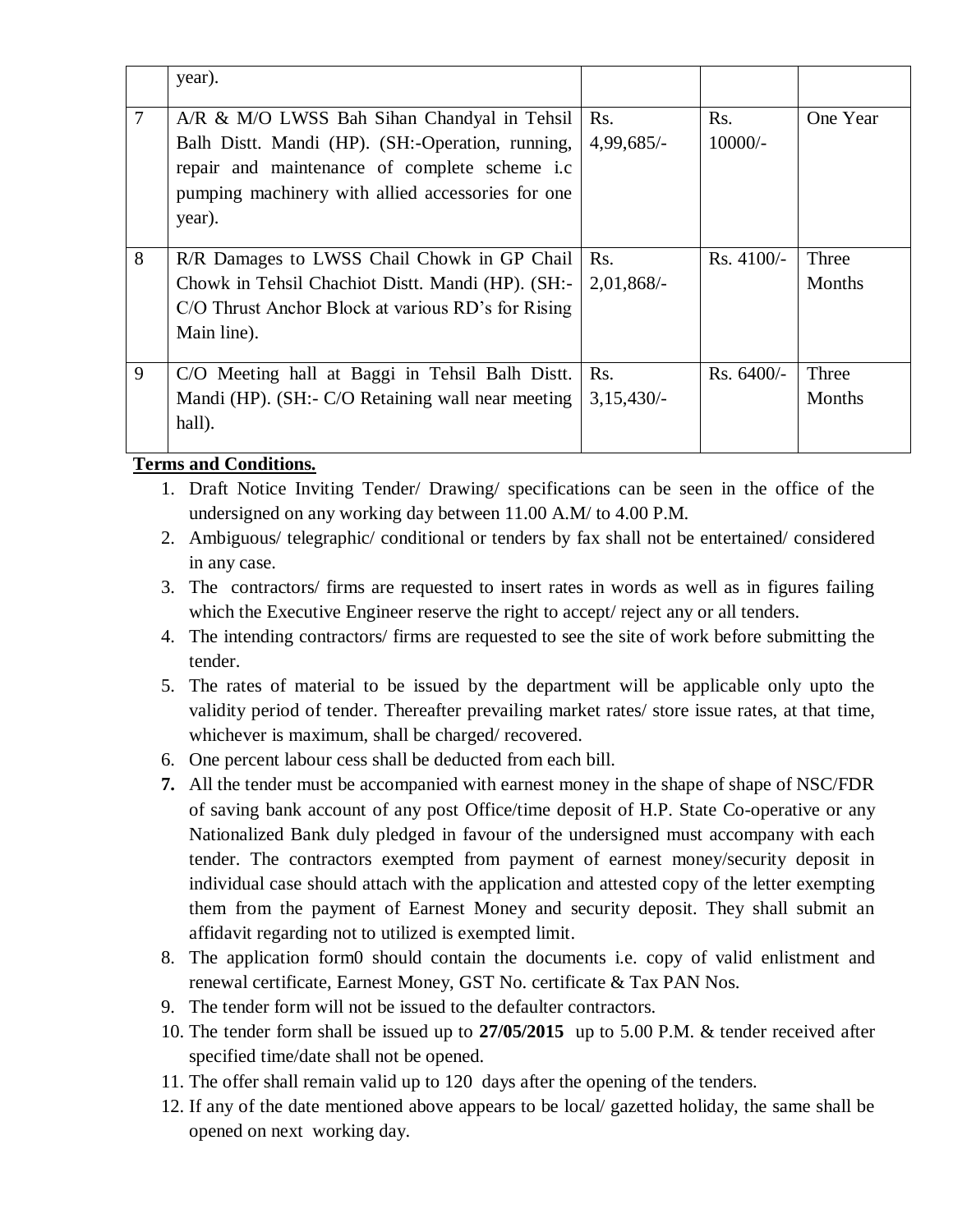|  |  |  |  |  |
|---|---|---|---|---|
|  | year). |  |  |  |
| 7 | A/R & M/O LWSS Bah Sihan Chandyal in Tehsil Balh Distt. Mandi (HP). (SH:-Operation, running, repair and maintenance of complete scheme i.c pumping machinery with allied accessories for one year). | Rs. 4,99,685/- | Rs. 10000/- | One Year |
| 8 | R/R Damages to LWSS Chail Chowk in GP Chail Chowk in Tehsil Chachiot Distt. Mandi (HP). (SH:- C/O Thrust Anchor Block at various RD's for Rising Main line). | Rs. 2,01,868/- | Rs. 4100/- | Three Months |
| 9 | C/O Meeting hall at Baggi in Tehsil Balh Distt. Mandi (HP). (SH:- C/O Retaining wall near meeting hall). | Rs. 3,15,430/- | Rs. 6400/- | Three Months |

**Terms and Conditions.**

1. Draft Notice Inviting Tender/ Drawing/ specifications can be seen in the office of the undersigned on any working day between 11.00 A.M/ to 4.00 P.M.
2. Ambiguous/ telegraphic/ conditional or tenders by fax shall not be entertained/ considered in any case.
3. The contractors/ firms are requested to insert rates in words as well as in figures failing which the Executive Engineer reserve the right to accept/ reject any or all tenders.
4. The intending contractors/ firms are requested to see the site of work before submitting the tender.
5. The rates of material to be issued by the department will be applicable only upto the validity period of tender. Thereafter prevailing market rates/ store issue rates, at that time, whichever is maximum, shall be charged/ recovered.
6. One percent labour cess shall be deducted from each bill.
7. All the tender must be accompanied with earnest money in the shape of shape of NSC/FDR of saving bank account of any post Office/time deposit of H.P. State Co-operative or any Nationalized Bank duly pledged in favour of the undersigned must accompany with each tender. The contractors exempted from payment of earnest money/security deposit in individual case should attach with the application and attested copy of the letter exempting them from the payment of Earnest Money and security deposit. They shall submit an affidavit regarding not to utilized is exempted limit.
8. The application form0 should contain the documents i.e. copy of valid enlistment and renewal certificate, Earnest Money, GST No. certificate & Tax PAN Nos.
9. The tender form will not be issued to the defaulter contractors.
10. The tender form shall be issued up to **27/05/2015** up to 5.00 P.M. & tender received after specified time/date shall not be opened.
11. The offer shall remain valid up to 120 days after the opening of the tenders.
12. If any of the date mentioned above appears to be local/ gazetted holiday, the same shall be opened on next working day.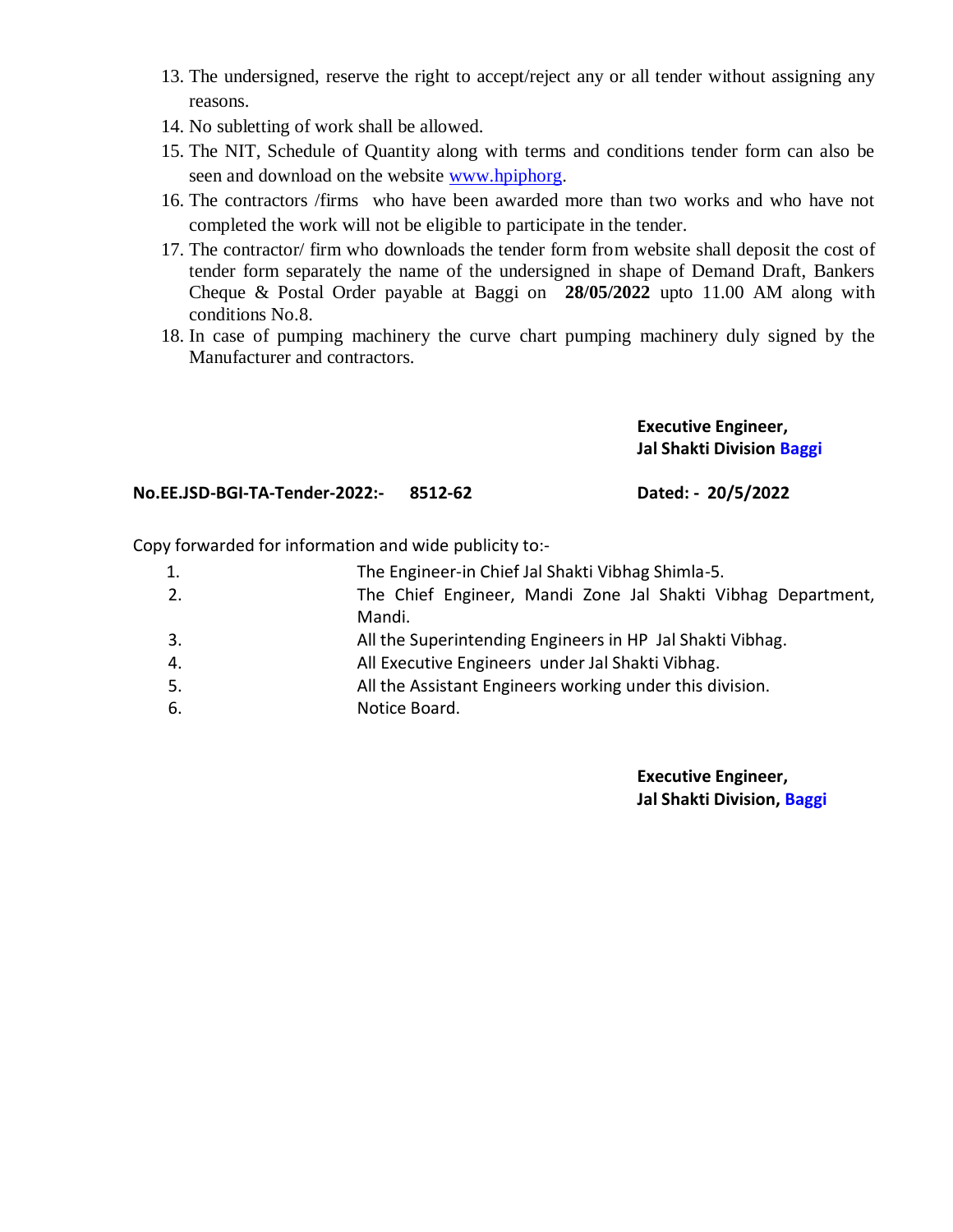13. The undersigned, reserve the right to accept/reject any or all tender without assigning any reasons.
14. No subletting of work shall be allowed.
15. The NIT, Schedule of Quantity along with terms and conditions tender form can also be seen and download on the website www.hpiphorg.
16. The contractors /firms who have been awarded more than two works and who have not completed the work will not be eligible to participate in the tender.
17. The contractor/ firm who downloads the tender form from website shall deposit the cost of tender form separately the name of the undersigned in shape of Demand Draft, Bankers Cheque & Postal Order payable at Baggi on **28/05/2022** upto 11.00 AM along with conditions No.8.
18. In case of pumping machinery the curve chart pumping machinery duly signed by the Manufacturer and contractors.

**Executive Engineer,**
**Jal Shakti Division Baggi**

**No.EE.JSD-BGI-TA-Tender-2022:- 8512-62** **Dated: - 20/5/2022**

Copy forwarded for information and wide publicity to:-

1. The Engineer-in Chief Jal Shakti Vibhag Shimla-5.
2. The Chief Engineer, Mandi Zone Jal Shakti Vibhag Department, Mandi.
3. All the Superintending Engineers in HP Jal Shakti Vibhag.
4. All Executive Engineers under Jal Shakti Vibhag.
5. All the Assistant Engineers working under this division.
6. Notice Board.

**Executive Engineer,**
**Jal Shakti Division, Baggi**